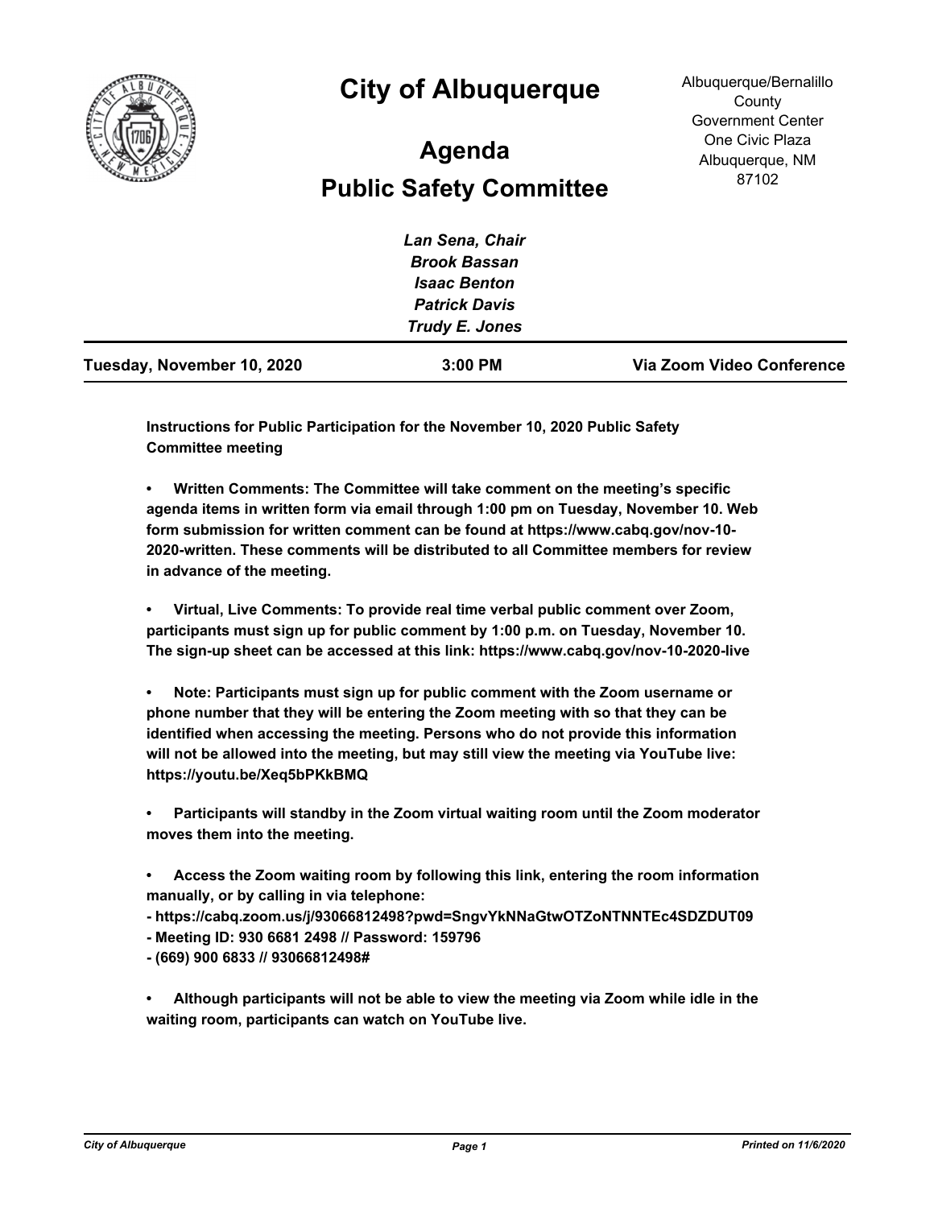# City of Albuquerque

## Agenda

## Public Safety Committee

Albuquerque/Bernalillo County Government Center
One Civic Plaza
Albuquerque, NM 87102

*Lan Sena, Chair*
*Brook Bassan*
*Isaac Benton*
*Patrick Davis*
*Trudy E. Jones*

**Tuesday, November 10, 2020** | **3:00 PM** | **Via Zoom Video Conference**

---

**Instructions for Public Participation for the November 10, 2020 Public Safety Committee meeting**

**• Written Comments: The Committee will take comment on the meeting's specific agenda items in written form via email through 1:00 pm on Tuesday, November 10. Web form submission for written comment can be found at https://www.cabq.gov/nov-10-2020-written. These comments will be distributed to all Committee members for review in advance of the meeting.**

**• Virtual, Live Comments: To provide real time verbal public comment over Zoom, participants must sign up for public comment by 1:00 p.m. on Tuesday, November 10. The sign-up sheet can be accessed at this link: https://www.cabq.gov/nov-10-2020-live**

**• Note: Participants must sign up for public comment with the Zoom username or phone number that they will be entering the Zoom meeting with so that they can be identified when accessing the meeting. Persons who do not provide this information will not be allowed into the meeting, but may still view the meeting via YouTube live: https://youtu.be/Xeq5bPKkBMQ**

**• Participants will standby in the Zoom virtual waiting room until the Zoom moderator moves them into the meeting.**

**• Access the Zoom waiting room by following this link, entering the room information manually, or by calling in via telephone:**
**- https://cabq.zoom.us/j/93066812498?pwd=SngvYkNNaGtwOTZoNTNNTEc4SDZDUT09**
**- Meeting ID: 930 6681 2498 // Password: 159796**
**- (669) 900 6833 // 93066812498#**

**• Although participants will not be able to view the meeting via Zoom while idle in the waiting room, participants can watch on YouTube live.**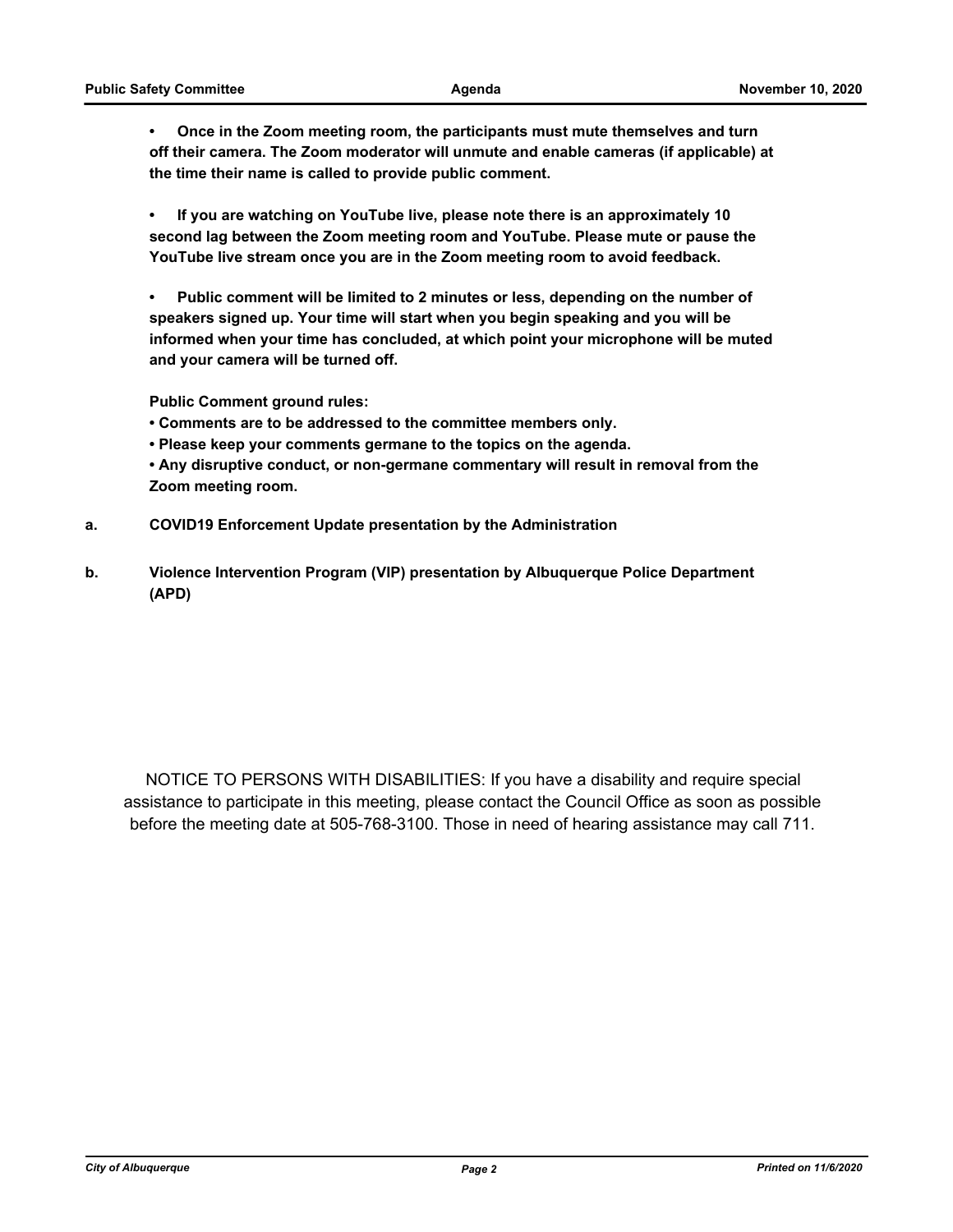- **Once in the Zoom meeting room, the participants must mute themselves and turn off their camera. The Zoom moderator will unmute and enable cameras (if applicable) at the time their name is called to provide public comment.**

- **If you are watching on YouTube live, please note there is an approximately 10 second lag between the Zoom meeting room and YouTube. Please mute or pause the YouTube live stream once you are in the Zoom meeting room to avoid feedback.**

- **Public comment will be limited to 2 minutes or less, depending on the number of speakers signed up. Your time will start when you begin speaking and you will be informed when your time has concluded, at which point your microphone will be muted and your camera will be turned off.**

**Public Comment ground rules:**

- **Comments are to be addressed to the committee members only.**
- **Please keep your comments germane to the topics on the agenda.**
- **Any disruptive conduct, or non-germane commentary will result in removal from the Zoom meeting room.**

**a.** **COVID19 Enforcement Update presentation by the Administration**

**b.** **Violence Intervention Program (VIP) presentation by Albuquerque Police Department (APD)**

NOTICE TO PERSONS WITH DISABILITIES: If you have a disability and require special assistance to participate in this meeting, please contact the Council Office as soon as possible before the meeting date at 505-768-3100. Those in need of hearing assistance may call 711.